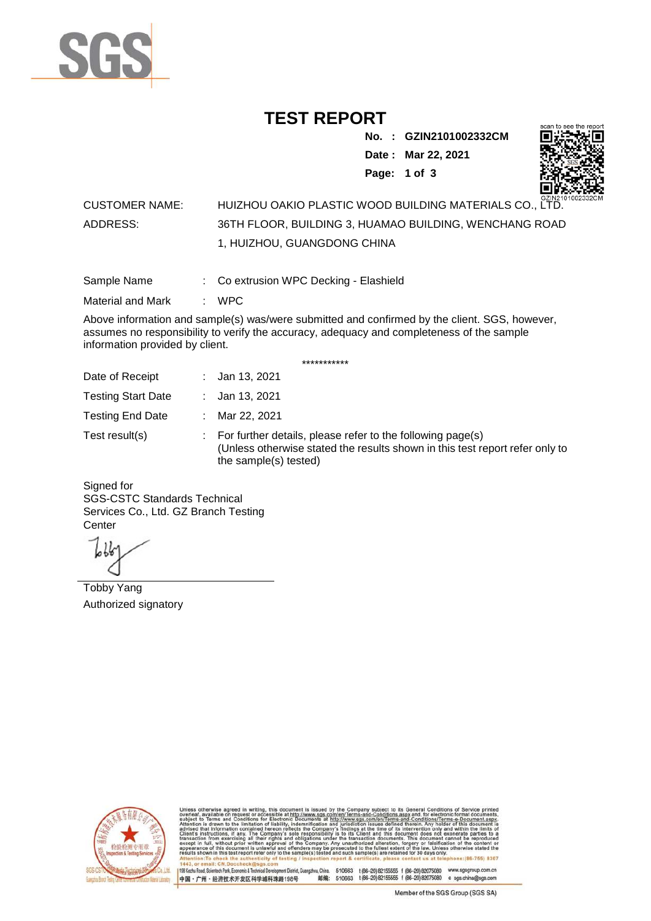# TEST REPORT

**No. : GZIN2101002332CM**
**Date : Mar 22, 2021**

CUSTOMER NAME: HUIZHOU OAKIO PLASTIC WOOD BUILDING MATERIALS CO., LTD.

ADDRESS: 36TH FLOOR, BUILDING 3, HUAMAO BUILDING, WENCHANG ROAD 1, HUIZHOU, GUANGDONG CHINA

Sample Name : Co extrusion WPC Decking - Elashield

Material and Mark : WPC

Above information and sample(s) was/were submitted and confirmed by the client. SGS, however, assumes no responsibility to verify the accuracy, adequacy and completeness of the sample information provided by client.

***********

Date of Receipt : Jan 13, 2021

Testing Start Date : Jan 13, 2021

Testing End Date : Mar 22, 2021

Test result(s) : For further details, please refer to the following page(s)
(Unless otherwise stated the results shown in this test report refer only to the sample(s) tested)

Signed for
SGS-CSTC Standards Technical Services Co., Ltd. GZ Branch Testing Center

Tobby Yang
Authorized signatory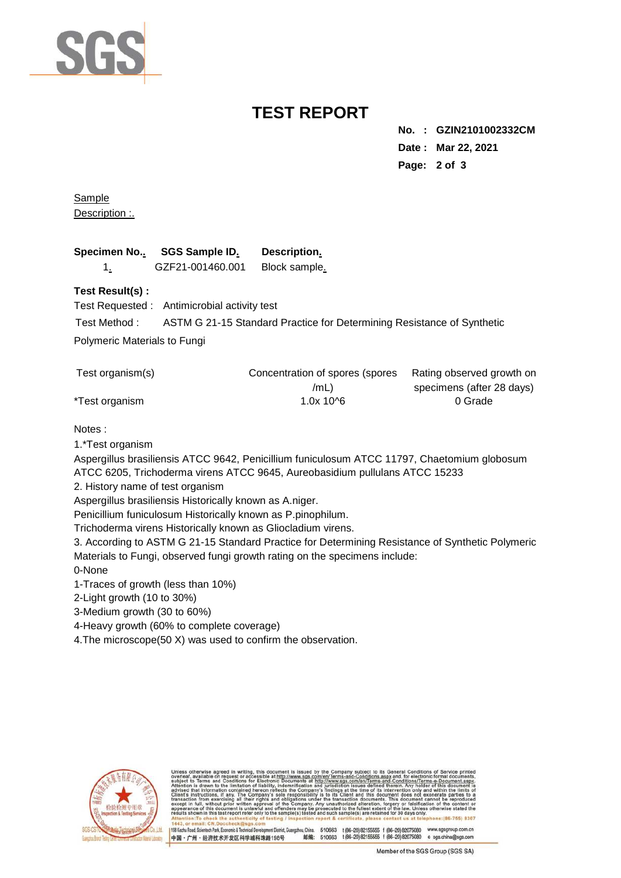# TEST REPORT

**No. : GZIN2101002332CM**
**Date : Mar 22, 2021**

Sample Description :.

| Specimen No.. | SGS Sample ID. | Description. |
|---|---|---|
| 1. | GZF21-001460.001 | Block sample. |

**Test Result(s) :**

Test Requested : Antimicrobial activity test

Test Method : ASTM G 21-15 Standard Practice for Determining Resistance of Synthetic Polymeric Materials to Fungi

| Test organism(s) | Concentration of spores (spores /mL) | Rating observed growth on specimens (after 28 days) |
|---|---|---|
| *Test organism | 1.0x 10^6 | 0 Grade |

Notes :

1.*Test organism

Aspergillus brasiliensis ATCC 9642, Penicillium funiculosum ATCC 11797, Chaetomium globosum ATCC 6205, Trichoderma virens ATCC 9645, Aureobasidium pullulans ATCC 15233

2. History name of test organism

Aspergillus brasiliensis Historically known as A.niger.

Penicillium funiculosum Historically known as P.pinophilum.

Trichoderma virens Historically known as Gliocladium virens.

3. According to ASTM G 21-15 Standard Practice for Determining Resistance of Synthetic Polymeric Materials to Fungi, observed fungi growth rating on the specimens include:

0-None

1-Traces of growth (less than 10%)

2-Light growth (10 to 30%)

3-Medium growth (30 to 60%)

4-Heavy growth (60% to complete coverage)

4.The microscope(50 X) was used to confirm the observation.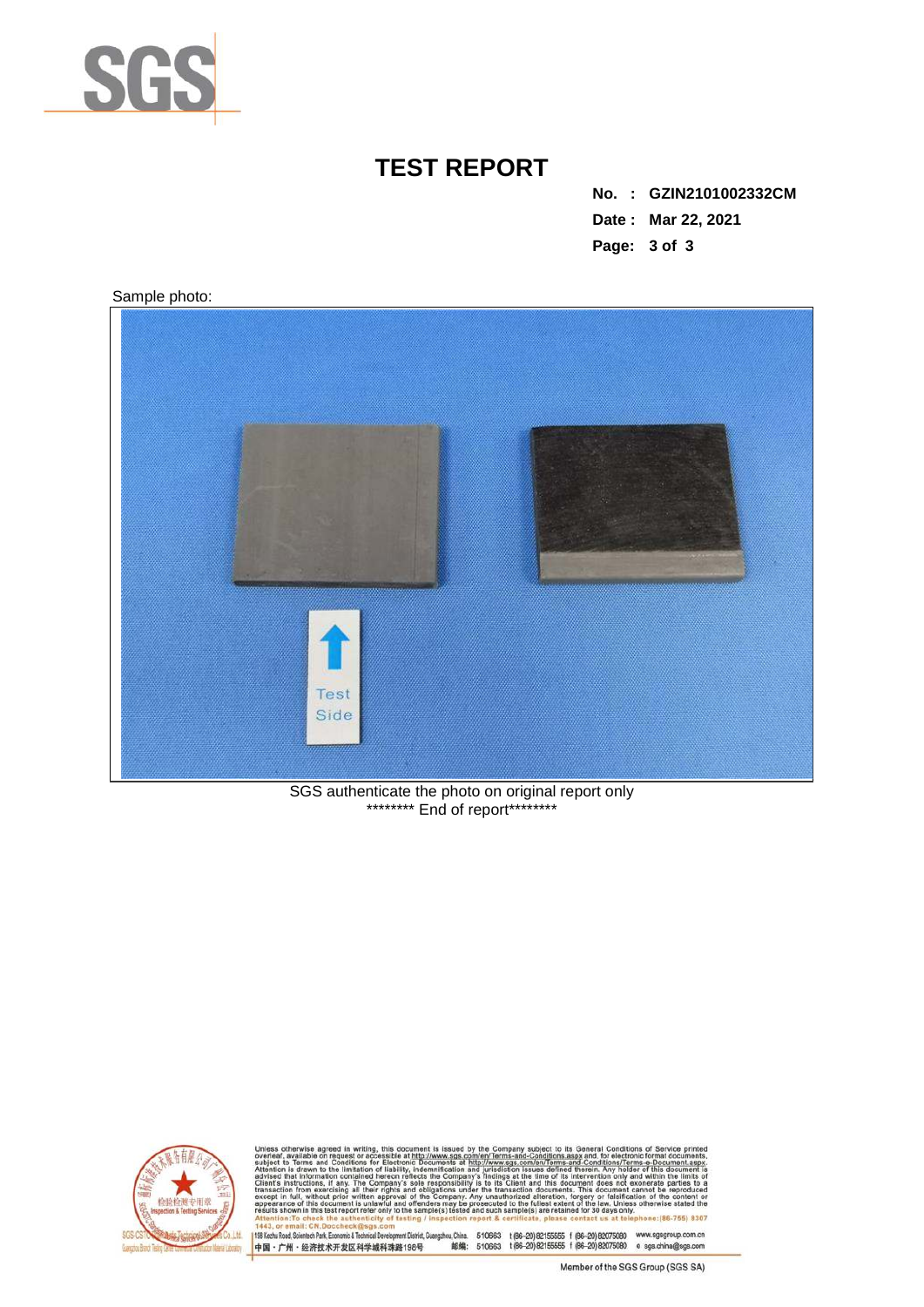# TEST REPORT

**No. : GZIN2101002332CM**

**Date : Mar 22, 2021**

Sample photo:

SGS authenticate the photo on original report only

******** End of report********